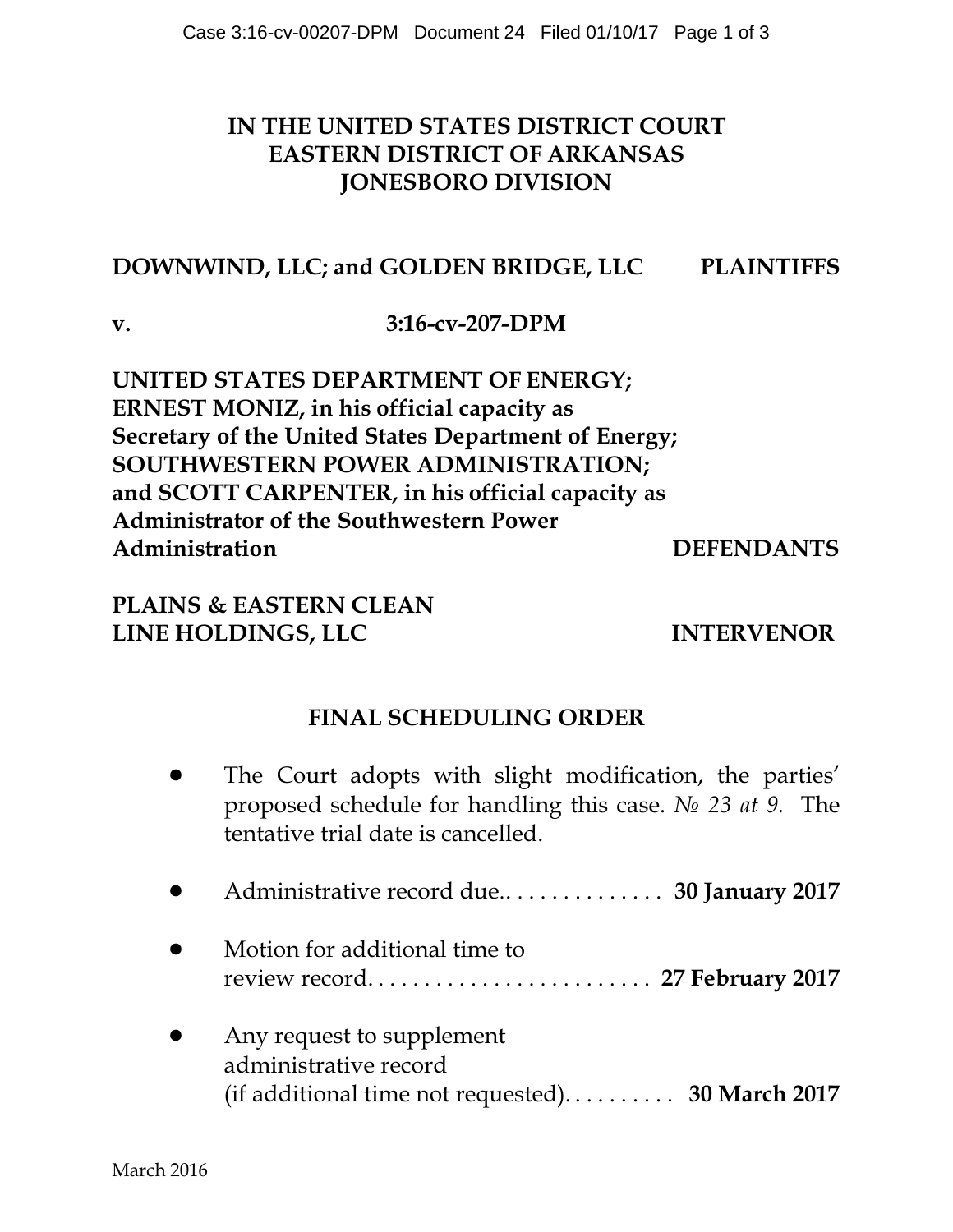**IN THE UNITED STATES DISTRICT COURT**
**EASTERN DISTRICT OF ARKANSAS**
**JONESBORO DIVISION**

**DOWNWIND, LLC; and GOLDEN BRIDGE, LLC PLAINTIFFS**

**v. 3:16-cv-207-DPM**

**UNITED STATES DEPARTMENT OF ENERGY; ERNEST MONIZ, in his official capacity as Secretary of the United States Department of Energy; SOUTHWESTERN POWER ADMINISTRATION; and SCOTT CARPENTER, in his official capacity as Administrator of the Southwestern Power Administration DEFENDANTS**

**PLAINS & EASTERN CLEAN LINE HOLDINGS, LLC INTERVENOR**

## FINAL SCHEDULING ORDER

- The Court adopts with slight modification, the parties' proposed schedule for handling this case. *№ 23 at 9.* The tentative trial date is cancelled.

- Administrative record due.. . . . . . . . . . . . . . . **30 January 2017**

- Motion for additional time to review record. . . . . . . . . . . . . . . . . . . . . . . . . **27 February 2017**

- Any request to supplement administrative record (if additional time not requested). . . . . . . . . . **30 March 2017**

March 2016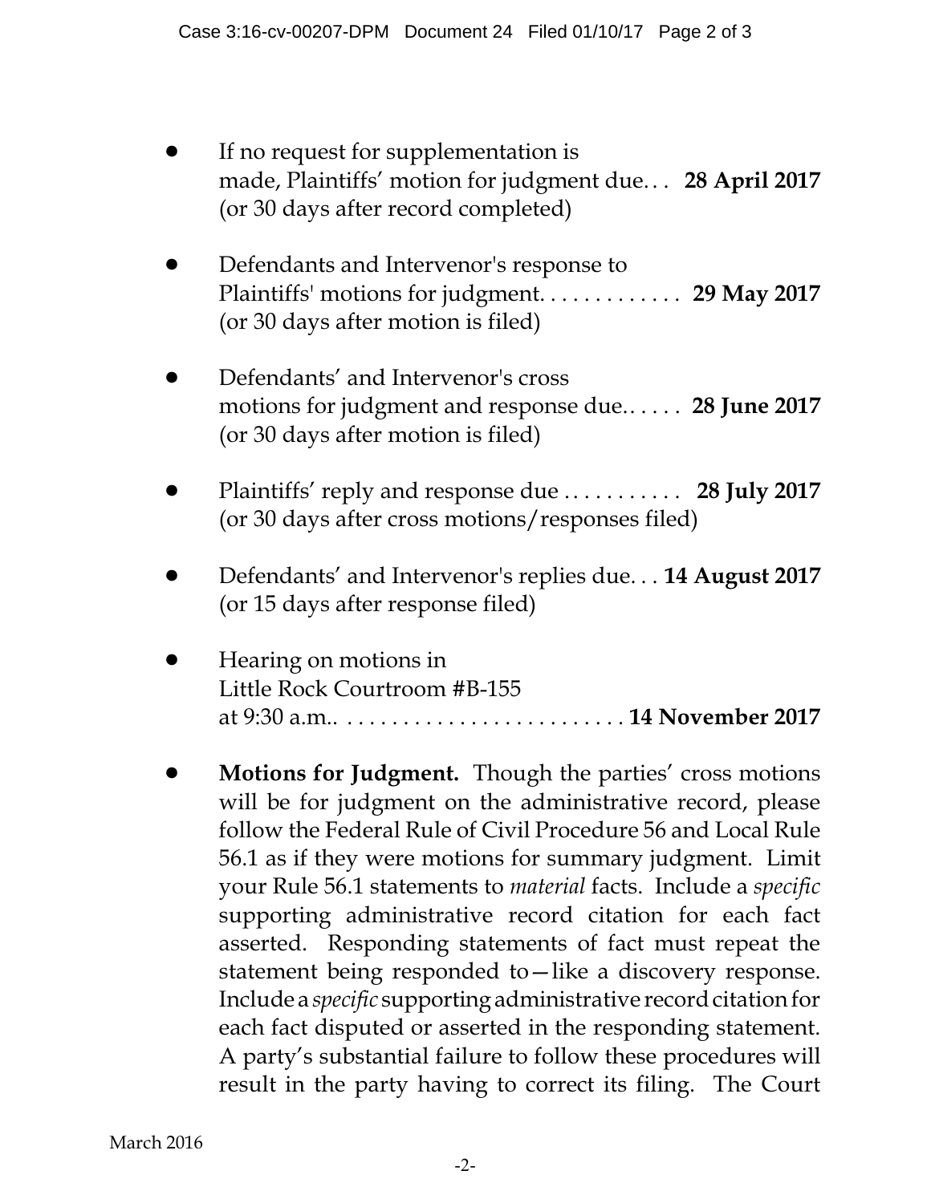- If no request for supplementation is made, Plaintiffs' motion for judgment due. . . **28 April 2017** (or 30 days after record completed)

- Defendants and Intervenor's response to Plaintiffs' motions for judgment. . . . . . . . . . . . . **29 May 2017** (or 30 days after motion is filed)

- Defendants' and Intervenor's cross motions for judgment and response due. . . . . . **28 June 2017** (or 30 days after motion is filed)

- Plaintiffs' reply and response due . . . . . . . . . . . **28 July 2017** (or 30 days after cross motions/responses filed)

- Defendants' and Intervenor's replies due. . . **14 August 2017** (or 15 days after response filed)

- Hearing on motions in Little Rock Courtroom #B-155 at 9:30 a.m.. . . . . . . . . . . . . . . . . . . . . . . . . . **14 November 2017**

- **Motions for Judgment.** Though the parties' cross motions will be for judgment on the administrative record, please follow the Federal Rule of Civil Procedure 56 and Local Rule 56.1 as if they were motions for summary judgment. Limit your Rule 56.1 statements to *material* facts. Include a *specific* supporting administrative record citation for each fact asserted. Responding statements of fact must repeat the statement being responded to—like a discovery response. Include a *specific* supporting administrative record citation for each fact disputed or asserted in the responding statement. A party's substantial failure to follow these procedures will result in the party having to correct its filing. The Court

March 2016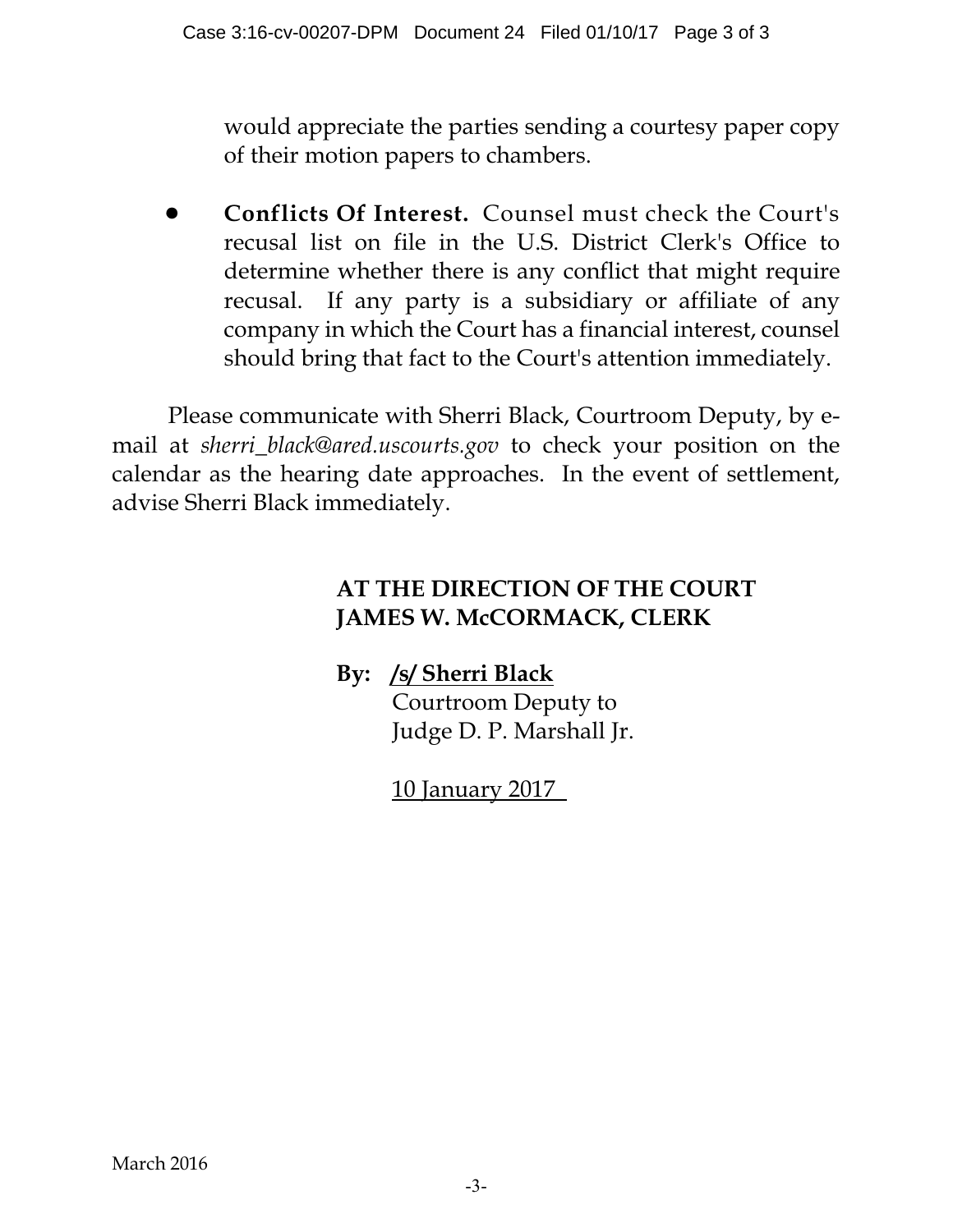would appreciate the parties sending a courtesy paper copy of their motion papers to chambers.

- **Conflicts Of Interest.** Counsel must check the Court's recusal list on file in the U.S. District Clerk's Office to determine whether there is any conflict that might require recusal. If any party is a subsidiary or affiliate of any company in which the Court has a financial interest, counsel should bring that fact to the Court's attention immediately.

Please communicate with Sherri Black, Courtroom Deputy, by e-mail at *sherri_black@ared.uscourts.gov* to check your position on the calendar as the hearing date approaches. In the event of settlement, advise Sherri Black immediately.

**AT THE DIRECTION OF THE COURT**
**JAMES W. McCORMACK, CLERK**

**By: /s/ Sherri Black**
Courtroom Deputy to
Judge D. P. Marshall Jr.

10 January 2017

March 2016